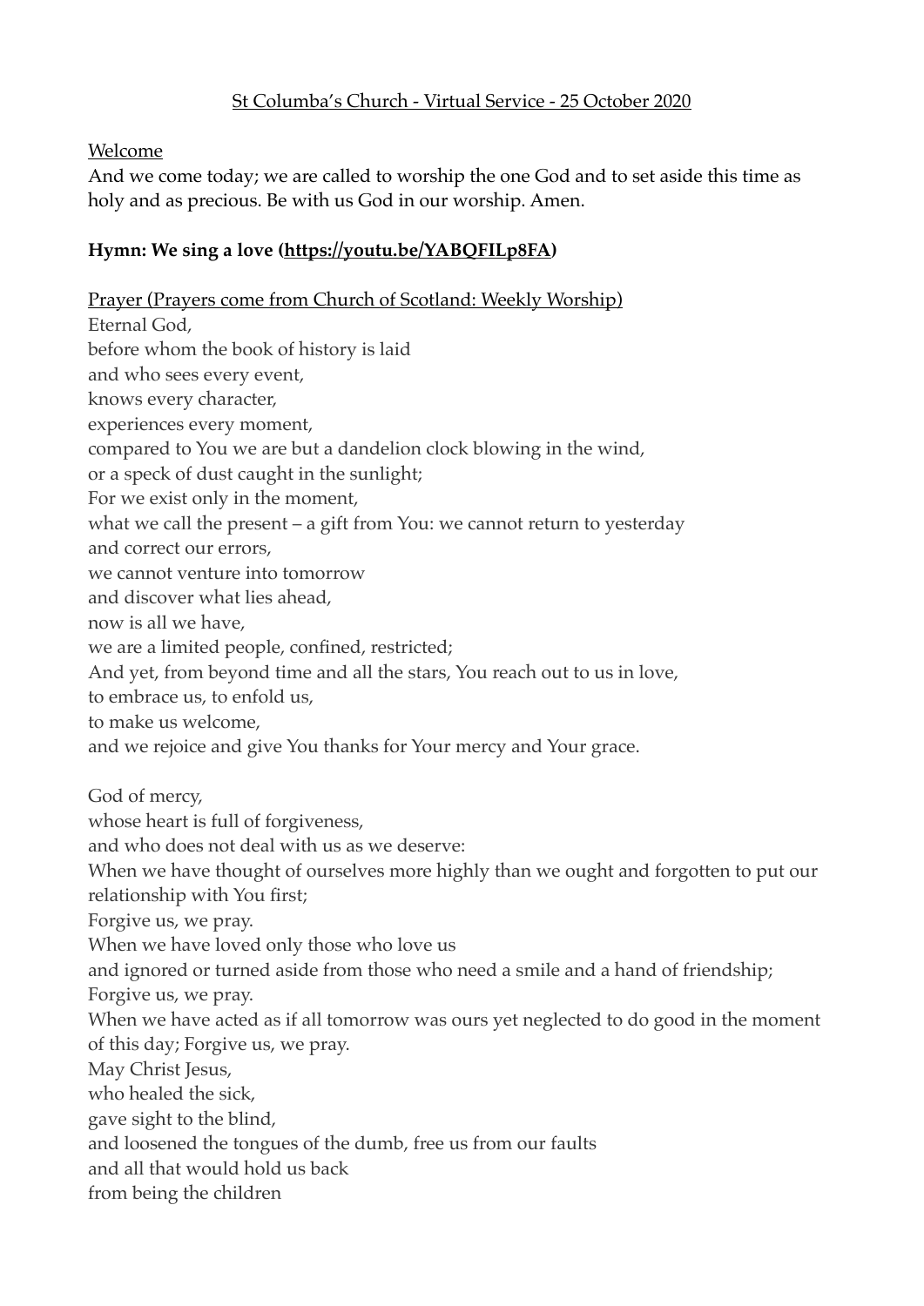St Columba's Church - Virtual Service - 25 October 2020

Welcome

And we come today; we are called to worship the one God and to set aside this time as holy and as precious. Be with us God in our worship. Amen.

**Hymn: We sing a love (https://youtu.be/YABQFILp8FA)**

Prayer (Prayers come from Church of Scotland: Weekly Worship)

Eternal God,  
before whom the book of history is laid  
and who sees every event,  
knows every character,  
experiences every moment,  
compared to You we are but a dandelion clock blowing in the wind,  
or a speck of dust caught in the sunlight;  
For we exist only in the moment,  
what we call the present – a gift from You: we cannot return to yesterday  
and correct our errors,  
we cannot venture into tomorrow  
and discover what lies ahead,  
now is all we have,  
we are a limited people, confined, restricted;  
And yet, from beyond time and all the stars, You reach out to us in love,  
to embrace us, to enfold us,  
to make us welcome,  
and we rejoice and give You thanks for Your mercy and Your grace.

God of mercy,  
whose heart is full of forgiveness,  
and who does not deal with us as we deserve:  
When we have thought of ourselves more highly than we ought and forgotten to put our relationship with You first;  
Forgive us, we pray.  
When we have loved only those who love us  
and ignored or turned aside from those who need a smile and a hand of friendship;  
Forgive us, we pray.  
When we have acted as if all tomorrow was ours yet neglected to do good in the moment of this day; Forgive us, we pray.  
May Christ Jesus,  
who healed the sick,  
gave sight to the blind,  
and loosened the tongues of the dumb, free us from our faults  
and all that would hold us back  
from being the children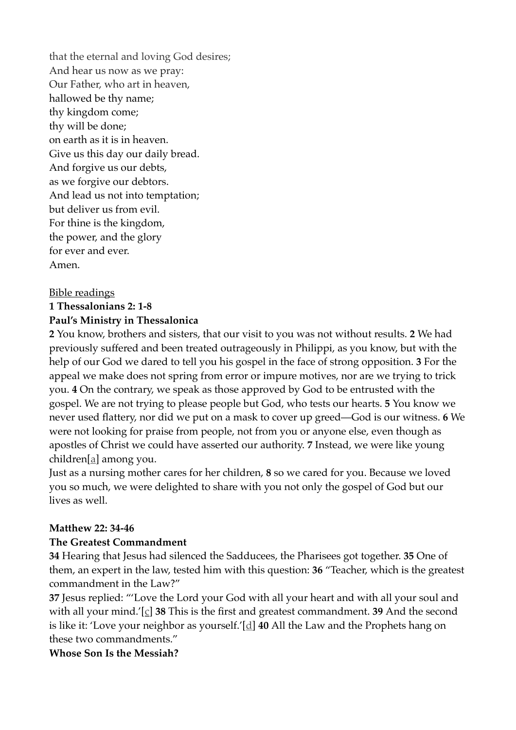that the eternal and loving God desires;
And hear us now as we pray:
Our Father, who art in heaven,
hallowed be thy name;
thy kingdom come;
thy will be done;
on earth as it is in heaven.
Give us this day our daily bread.
And forgive us our debts,
as we forgive our debtors.
And lead us not into temptation;
but deliver us from evil.
For thine is the kingdom,
the power, and the glory
for ever and ever.
Amen.

Bible readings

**1 Thessalonians 2: 1-8**

**Paul's Ministry in Thessalonica**

**2** You know, brothers and sisters, that our visit to you was not without results. **2** We had previously suffered and been treated outrageously in Philippi, as you know, but with the help of our God we dared to tell you his gospel in the face of strong opposition. **3** For the appeal we make does not spring from error or impure motives, nor are we trying to trick you. **4** On the contrary, we speak as those approved by God to be entrusted with the gospel. We are not trying to please people but God, who tests our hearts. **5** You know we never used flattery, nor did we put on a mask to cover up greed—God is our witness. **6** We were not looking for praise from people, not from you or anyone else, even though as apostles of Christ we could have asserted our authority. **7** Instead, we were like young children[a] among you.
Just as a nursing mother cares for her children, **8** so we cared for you. Because we loved you so much, we were delighted to share with you not only the gospel of God but our lives as well.

**Matthew 22: 34-46**

**The Greatest Commandment**

**34** Hearing that Jesus had silenced the Sadducees, the Pharisees got together. **35** One of them, an expert in the law, tested him with this question: **36** "Teacher, which is the greatest commandment in the Law?"
**37** Jesus replied: "'Love the Lord your God with all your heart and with all your soul and with all your mind.'[c] **38** This is the first and greatest commandment. **39** And the second is like it: 'Love your neighbor as yourself.'[d] **40** All the Law and the Prophets hang on these two commandments."

**Whose Son Is the Messiah?**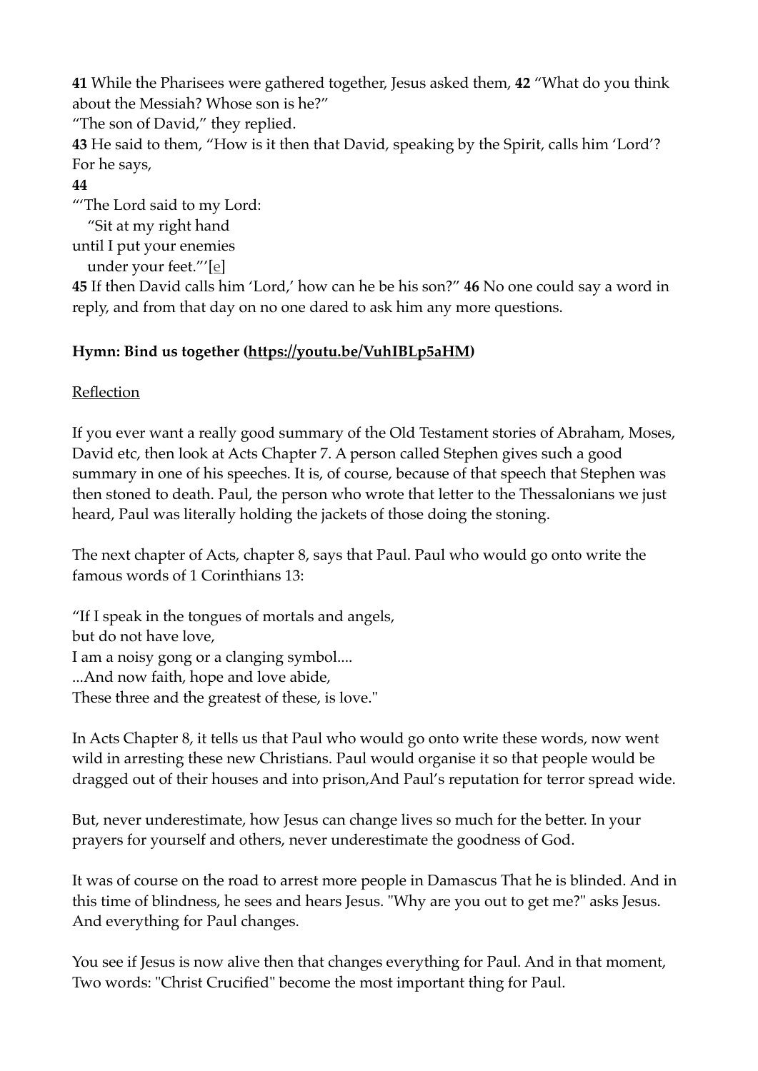**41** While the Pharisees were gathered together, Jesus asked them, **42** "What do you think about the Messiah? Whose son is he?"
"The son of David," they replied.
**43** He said to them, "How is it then that David, speaking by the Spirit, calls him 'Lord'? For he says,
**44**
"'The Lord said to my Lord:
"Sit at my right hand
until I put your enemies
under your feet."'[e]
**45** If then David calls him 'Lord,' how can he be his son?" **46** No one could say a word in reply, and from that day on no one dared to ask him any more questions.

**Hymn: Bind us together (https://youtu.be/VuhIBLp5aHM)**

Reflection

If you ever want a really good summary of the Old Testament stories of Abraham, Moses, David etc, then look at Acts Chapter 7. A person called Stephen gives such a good summary in one of his speeches. It is, of course, because of that speech that Stephen was then stoned to death. Paul, the person who wrote that letter to the Thessalonians we just heard, Paul was literally holding the jackets of those doing the stoning.

The next chapter of Acts, chapter 8, says that Paul. Paul who would go onto write the famous words of 1 Corinthians 13:

"If I speak in the tongues of mortals and angels,
but do not have love,
I am a noisy gong or a clanging symbol....
...And now faith, hope and love abide,
These three and the greatest of these, is love."

In Acts Chapter 8, it tells us that Paul who would go onto write these words, now went wild in arresting these new Christians. Paul would organise it so that people would be dragged out of their houses and into prison,And Paul's reputation for terror spread wide.

But, never underestimate, how Jesus can change lives so much for the better. In your prayers for yourself and others, never underestimate the goodness of God.

It was of course on the road to arrest more people in Damascus That he is blinded. And in this time of blindness, he sees and hears Jesus. "Why are you out to get me?" asks Jesus. And everything for Paul changes.

You see if Jesus is now alive then that changes everything for Paul. And in that moment, Two words: "Christ Crucified" become the most important thing for Paul.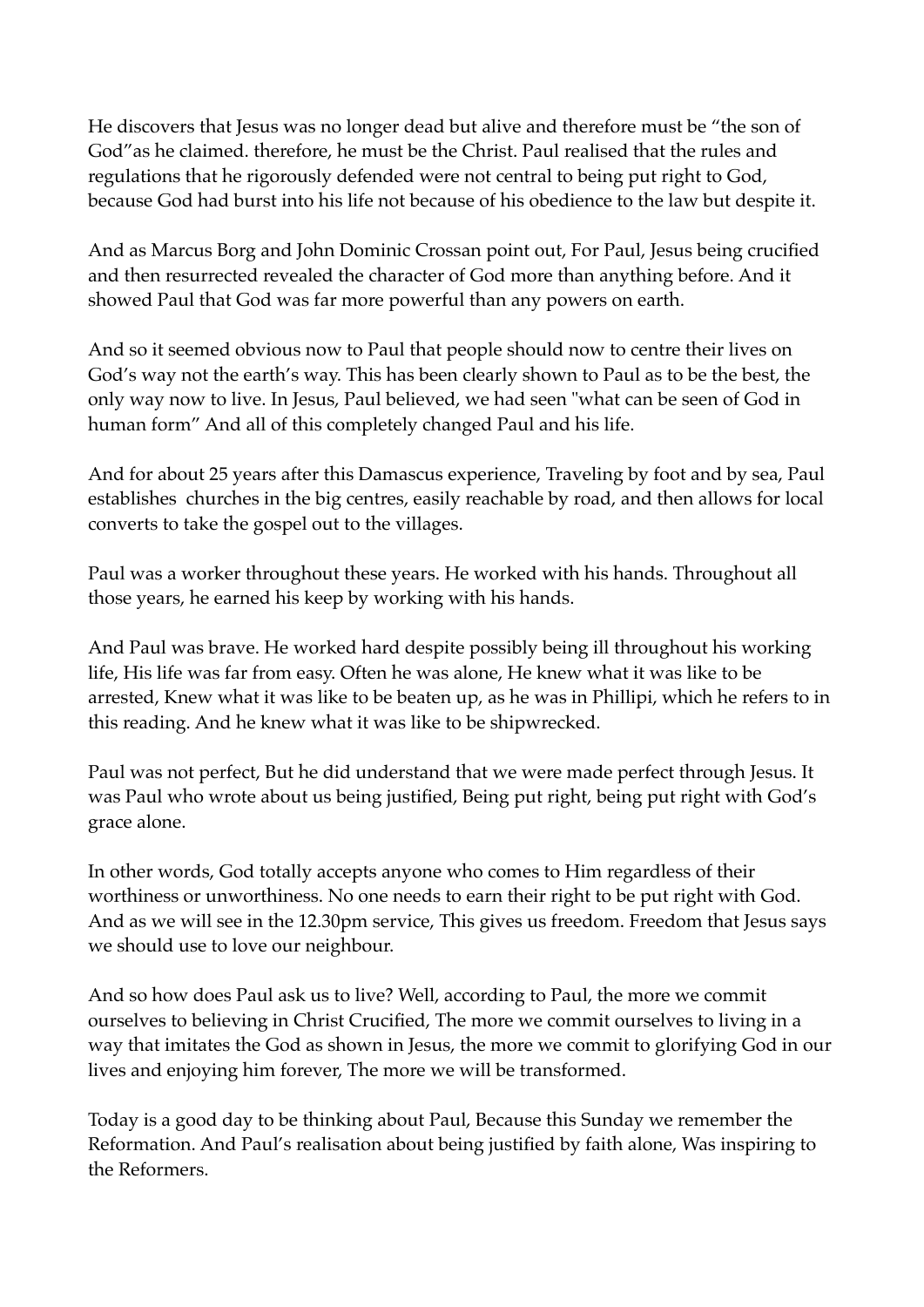He discovers that Jesus was no longer dead but alive and therefore must be "the son of God"as he claimed. therefore, he must be the Christ. Paul realised that the rules and regulations that he rigorously defended were not central to being put right to God, because God had burst into his life not because of his obedience to the law but despite it.

And as Marcus Borg and John Dominic Crossan point out, For Paul, Jesus being crucified and then resurrected revealed the character of God more than anything before. And it showed Paul that God was far more powerful than any powers on earth.

And so it seemed obvious now to Paul that people should now to centre their lives on God's way not the earth's way. This has been clearly shown to Paul as to be the best, the only way now to live. In Jesus, Paul believed, we had seen "what can be seen of God in human form" And all of this completely changed Paul and his life.

And for about 25 years after this Damascus experience, Traveling by foot and by sea, Paul establishes churches in the big centres, easily reachable by road, and then allows for local converts to take the gospel out to the villages.

Paul was a worker throughout these years. He worked with his hands. Throughout all those years, he earned his keep by working with his hands.

And Paul was brave. He worked hard despite possibly being ill throughout his working life, His life was far from easy. Often he was alone, He knew what it was like to be arrested, Knew what it was like to be beaten up, as he was in Phillipi, which he refers to in this reading. And he knew what it was like to be shipwrecked.

Paul was not perfect, But he did understand that we were made perfect through Jesus. It was Paul who wrote about us being justified, Being put right, being put right with God's grace alone.

In other words, God totally accepts anyone who comes to Him regardless of their worthiness or unworthiness. No one needs to earn their right to be put right with God. And as we will see in the 12.30pm service, This gives us freedom. Freedom that Jesus says we should use to love our neighbour.

And so how does Paul ask us to live? Well, according to Paul, the more we commit ourselves to believing in Christ Crucified, The more we commit ourselves to living in a way that imitates the God as shown in Jesus, the more we commit to glorifying God in our lives and enjoying him forever, The more we will be transformed.

Today is a good day to be thinking about Paul, Because this Sunday we remember the Reformation. And Paul's realisation about being justified by faith alone, Was inspiring to the Reformers.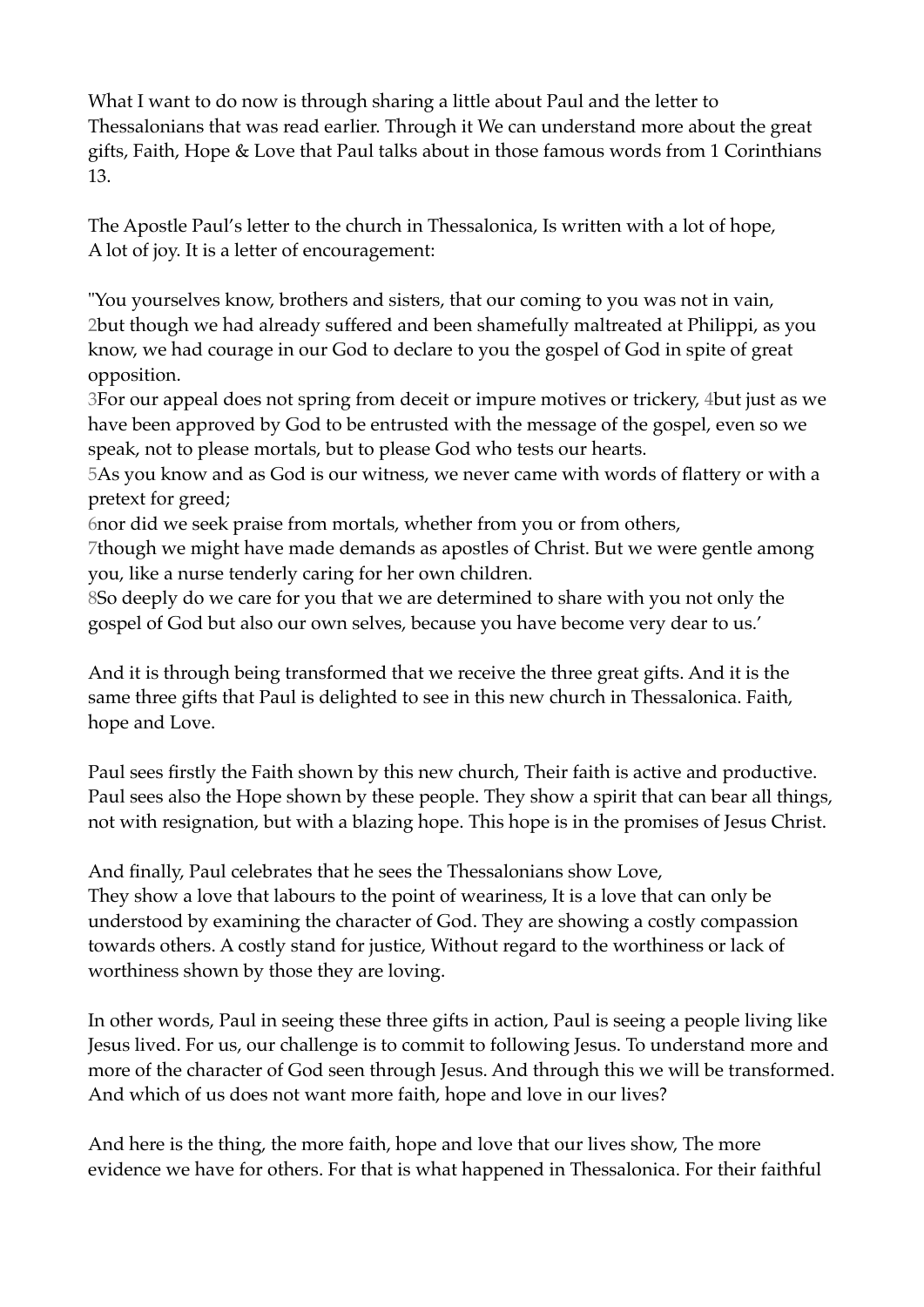What I want to do now is through sharing a little about Paul and the letter to Thessalonians that was read earlier. Through it We can understand more about the great gifts, Faith, Hope & Love that Paul talks about in those famous words from 1 Corinthians 13.

The Apostle Paul's letter to the church in Thessalonica, Is written with a lot of hope, A lot of joy. It is a letter of encouragement:

"You yourselves know, brothers and sisters, that our coming to you was not in vain, 2but though we had already suffered and been shamefully maltreated at Philippi, as you know, we had courage in our God to declare to you the gospel of God in spite of great opposition.
3For our appeal does not spring from deceit or impure motives or trickery, 4but just as we have been approved by God to be entrusted with the message of the gospel, even so we speak, not to please mortals, but to please God who tests our hearts.
5As you know and as God is our witness, we never came with words of flattery or with a pretext for greed;
6nor did we seek praise from mortals, whether from you or from others,
7though we might have made demands as apostles of Christ. But we were gentle among you, like a nurse tenderly caring for her own children.
8So deeply do we care for you that we are determined to share with you not only the gospel of God but also our own selves, because you have become very dear to us.'

And it is through being transformed that we receive the three great gifts. And it is the same three gifts that Paul is delighted to see in this new church in Thessalonica. Faith, hope and Love.

Paul sees firstly the Faith shown by this new church, Their faith is active and productive. Paul sees also the Hope shown by these people. They show a spirit that can bear all things, not with resignation, but with a blazing hope. This hope is in the promises of Jesus Christ.

And finally, Paul celebrates that he sees the Thessalonians show Love,
They show a love that labours to the point of weariness, It is a love that can only be understood by examining the character of God. They are showing a costly compassion towards others. A costly stand for justice, Without regard to the worthiness or lack of worthiness shown by those they are loving.

In other words, Paul in seeing these three gifts in action, Paul is seeing a people living like Jesus lived. For us, our challenge is to commit to following Jesus. To understand more and more of the character of God seen through Jesus. And through this we will be transformed. And which of us does not want more faith, hope and love in our lives?

And here is the thing, the more faith, hope and love that our lives show, The more evidence we have for others. For that is what happened in Thessalonica. For their faithful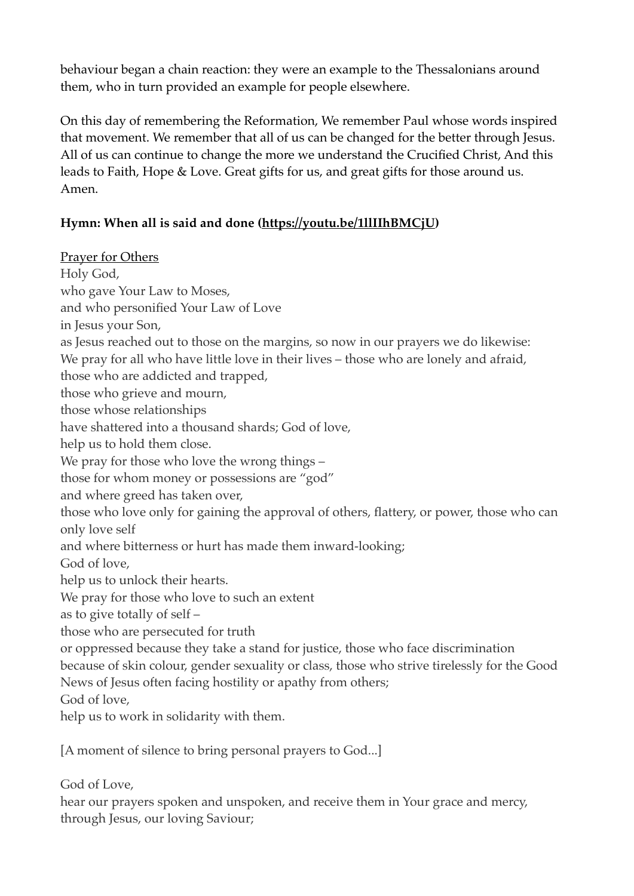behaviour began a chain reaction: they were an example to the Thessalonians around them, who in turn provided an example for people elsewhere.

On this day of remembering the Reformation, We remember Paul whose words inspired that movement. We remember that all of us can be changed for the better through Jesus. All of us can continue to change the more we understand the Crucified Christ, And this leads to Faith, Hope & Love. Great gifts for us, and great gifts for those around us. Amen.

**Hymn: When all is said and done ([https://youtu.be/1llIIhBMCjU](https://youtu.be/1llIIhBMCjU))**

<u>Prayer for Others</u>

Holy God,
who gave Your Law to Moses,
and who personified Your Law of Love
in Jesus your Son,
as Jesus reached out to those on the margins, so now in our prayers we do likewise:
We pray for all who have little love in their lives – those who are lonely and afraid,
those who are addicted and trapped,
those who grieve and mourn,
those whose relationships
have shattered into a thousand shards; God of love,
help us to hold them close.
We pray for those who love the wrong things –
those for whom money or possessions are "god"
and where greed has taken over,
those who love only for gaining the approval of others, flattery, or power, those who can only love self
and where bitterness or hurt has made them inward-looking;
God of love,
help us to unlock their hearts.
We pray for those who love to such an extent
as to give totally of self –
those who are persecuted for truth
or oppressed because they take a stand for justice, those who face discrimination because of skin colour, gender sexuality or class, those who strive tirelessly for the Good News of Jesus often facing hostility or apathy from others;
God of love,
help us to work in solidarity with them.

[A moment of silence to bring personal prayers to God...]

God of Love,
hear our prayers spoken and unspoken, and receive them in Your grace and mercy, through Jesus, our loving Saviour;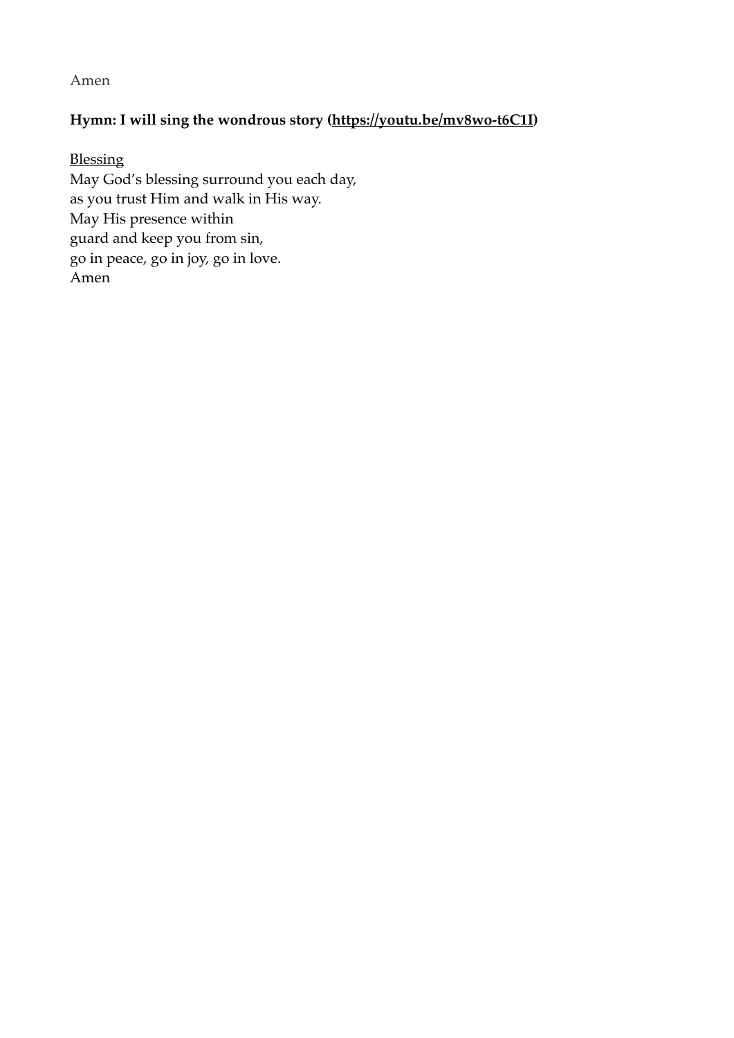Amen

**Hymn: I will sing the wondrous story ([https://youtu.be/mv8wo-t6C1I](https://youtu.be/mv8wo-t6C1I))**

Blessing
May God's blessing surround you each day,
as you trust Him and walk in His way.
May His presence within
guard and keep you from sin,
go in peace, go in joy, go in love.
Amen